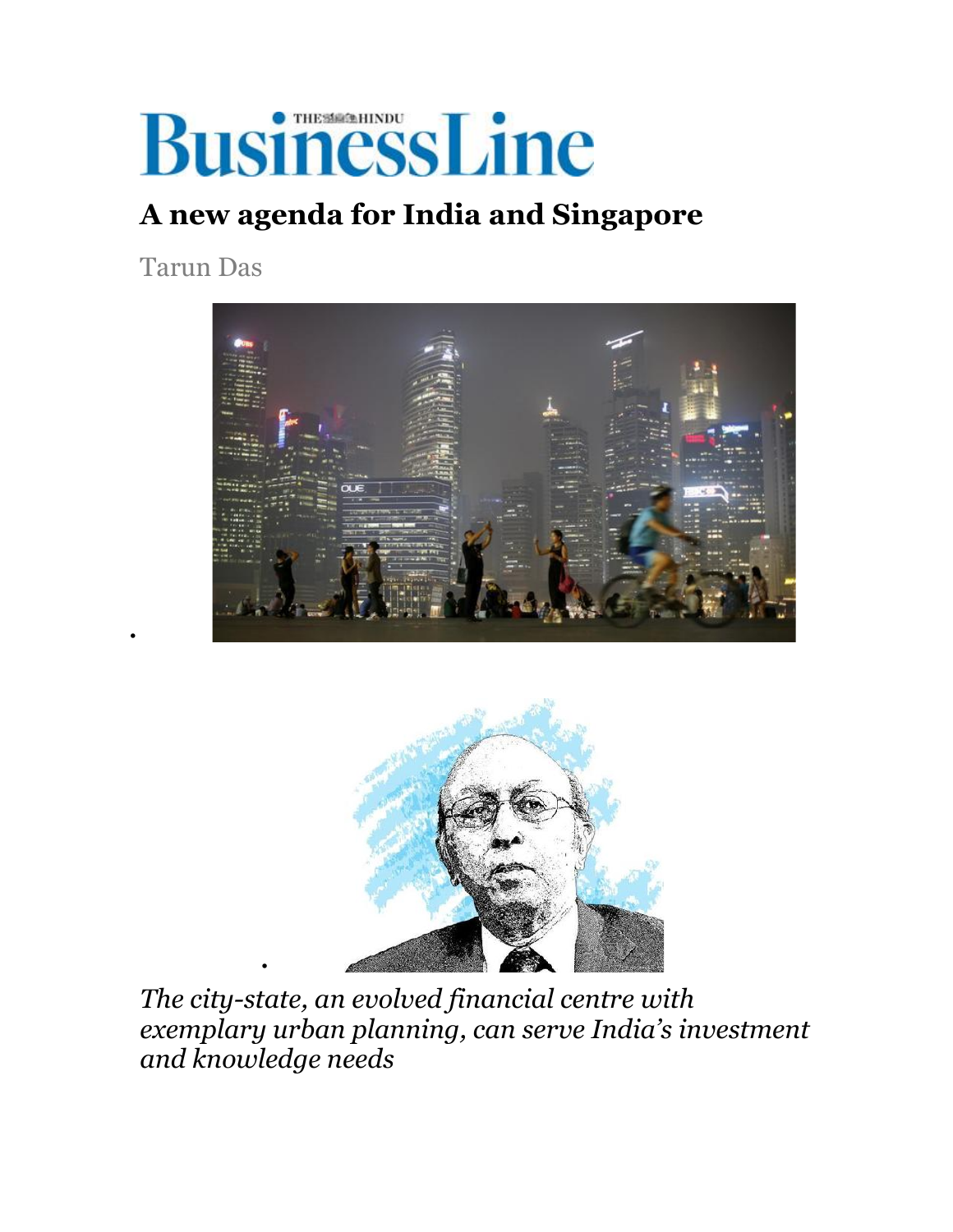# BusinessLine

## A new agenda for India and Singapore

Tarun Das

*The city-state, an evolved financial centre with exemplary urban planning, can serve India's investment and knowledge needs*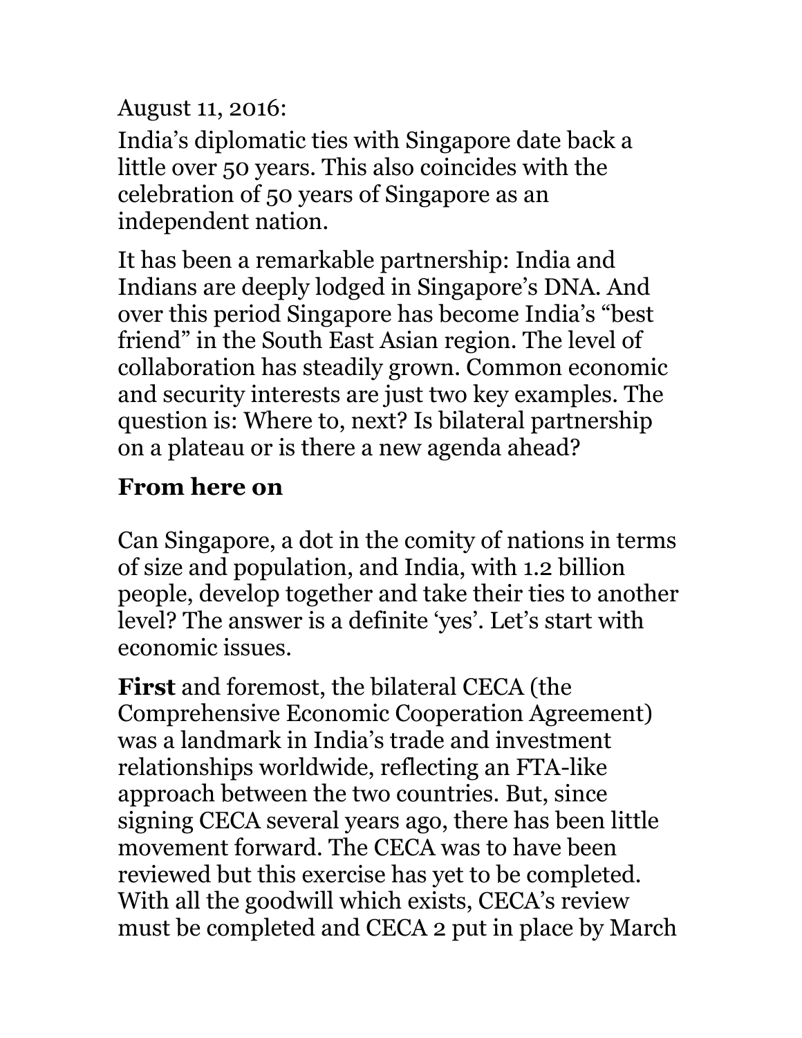August 11, 2016:

India's diplomatic ties with Singapore date back a little over 50 years. This also coincides with the celebration of 50 years of Singapore as an independent nation.

It has been a remarkable partnership: India and Indians are deeply lodged in Singapore's DNA. And over this period Singapore has become India's "best friend" in the South East Asian region. The level of collaboration has steadily grown. Common economic and security interests are just two key examples. The question is: Where to, next? Is bilateral partnership on a plateau or is there a new agenda ahead?

## From here on

Can Singapore, a dot in the comity of nations in terms of size and population, and India, with 1.2 billion people, develop together and take their ties to another level? The answer is a definite 'yes'. Let's start with economic issues.

**First** and foremost, the bilateral CECA (the Comprehensive Economic Cooperation Agreement) was a landmark in India's trade and investment relationships worldwide, reflecting an FTA-like approach between the two countries. But, since signing CECA several years ago, there has been little movement forward. The CECA was to have been reviewed but this exercise has yet to be completed. With all the goodwill which exists, CECA's review must be completed and CECA 2 put in place by March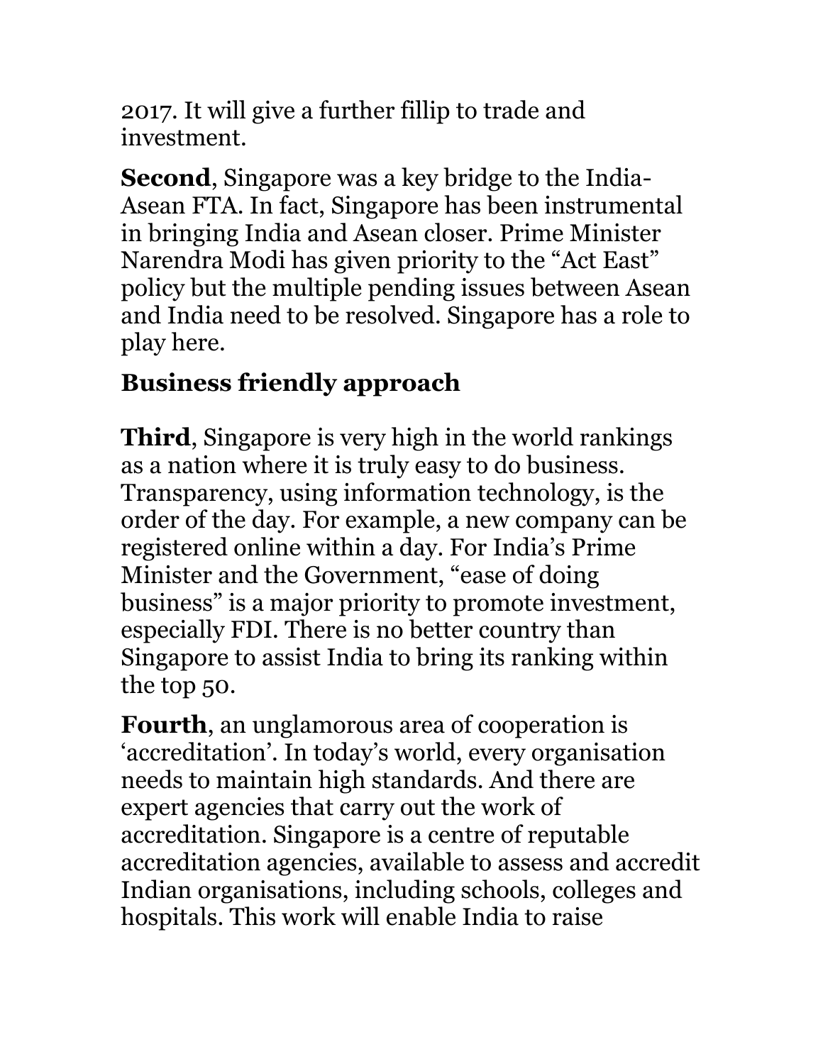2017. It will give a further fillip to trade and investment.

**Second**, Singapore was a key bridge to the India-Asean FTA. In fact, Singapore has been instrumental in bringing India and Asean closer. Prime Minister Narendra Modi has given priority to the “Act East” policy but the multiple pending issues between Asean and India need to be resolved. Singapore has a role to play here.

## Business friendly approach

**Third**, Singapore is very high in the world rankings as a nation where it is truly easy to do business. Transparency, using information technology, is the order of the day. For example, a new company can be registered online within a day. For India’s Prime Minister and the Government, “ease of doing business” is a major priority to promote investment, especially FDI. There is no better country than Singapore to assist India to bring its ranking within the top 50.

**Fourth**, an unglamorous area of cooperation is ‘accreditation’. In today’s world, every organisation needs to maintain high standards. And there are expert agencies that carry out the work of accreditation. Singapore is a centre of reputable accreditation agencies, available to assess and accredit Indian organisations, including schools, colleges and hospitals. This work will enable India to raise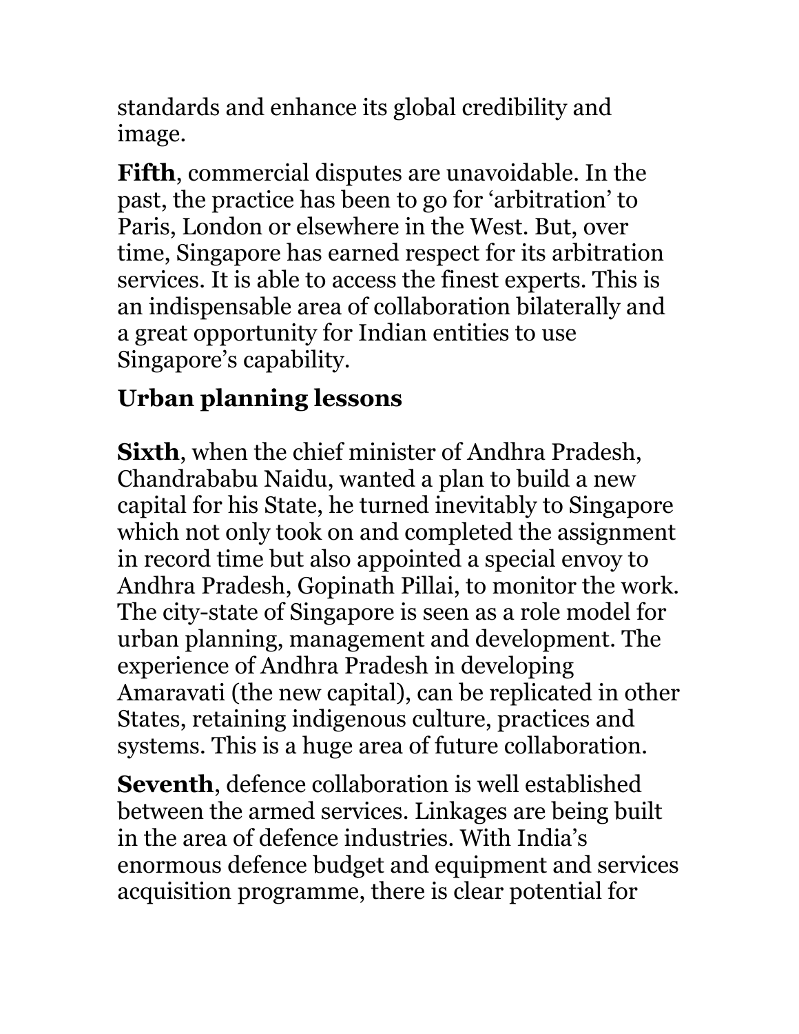standards and enhance its global credibility and image.

**Fifth**, commercial disputes are unavoidable. In the past, the practice has been to go for 'arbitration' to Paris, London or elsewhere in the West. But, over time, Singapore has earned respect for its arbitration services. It is able to access the finest experts. This is an indispensable area of collaboration bilaterally and a great opportunity for Indian entities to use Singapore's capability.

## Urban planning lessons

**Sixth**, when the chief minister of Andhra Pradesh, Chandrababu Naidu, wanted a plan to build a new capital for his State, he turned inevitably to Singapore which not only took on and completed the assignment in record time but also appointed a special envoy to Andhra Pradesh, Gopinath Pillai, to monitor the work. The city-state of Singapore is seen as a role model for urban planning, management and development. The experience of Andhra Pradesh in developing Amaravati (the new capital), can be replicated in other States, retaining indigenous culture, practices and systems. This is a huge area of future collaboration.

**Seventh**, defence collaboration is well established between the armed services. Linkages are being built in the area of defence industries. With India's enormous defence budget and equipment and services acquisition programme, there is clear potential for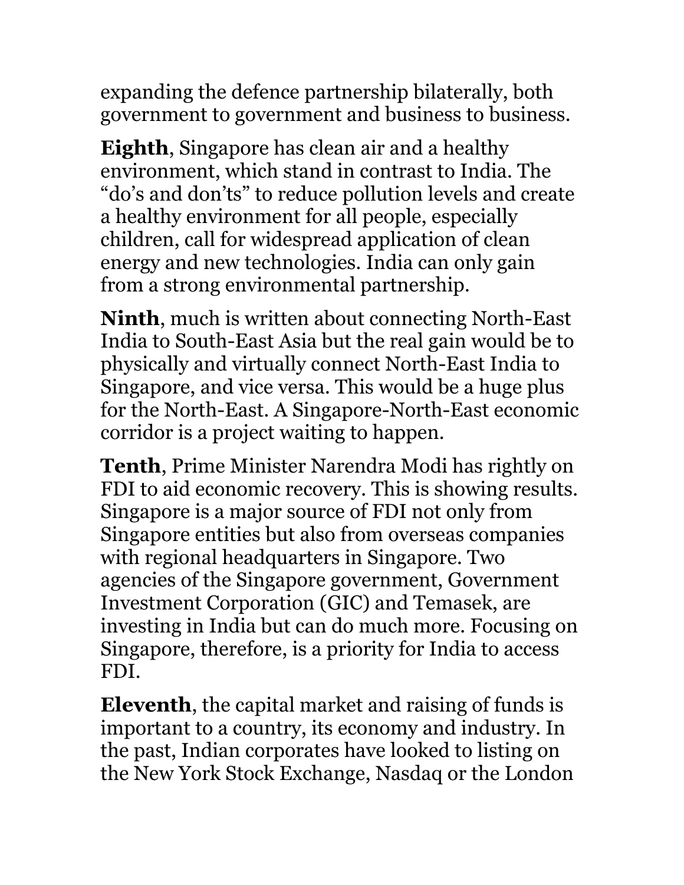expanding the defence partnership bilaterally, both government to government and business to business.

**Eighth**, Singapore has clean air and a healthy environment, which stand in contrast to India. The “do’s and don’ts” to reduce pollution levels and create a healthy environment for all people, especially children, call for widespread application of clean energy and new technologies. India can only gain from a strong environmental partnership.

**Ninth**, much is written about connecting North-East India to South-East Asia but the real gain would be to physically and virtually connect North-East India to Singapore, and vice versa. This would be a huge plus for the North-East. A Singapore-North-East economic corridor is a project waiting to happen.

**Tenth**, Prime Minister Narendra Modi has rightly on FDI to aid economic recovery. This is showing results. Singapore is a major source of FDI not only from Singapore entities but also from overseas companies with regional headquarters in Singapore. Two agencies of the Singapore government, Government Investment Corporation (GIC) and Temasek, are investing in India but can do much more. Focusing on Singapore, therefore, is a priority for India to access FDI.

**Eleventh**, the capital market and raising of funds is important to a country, its economy and industry. In the past, Indian corporates have looked to listing on the New York Stock Exchange, Nasdaq or the London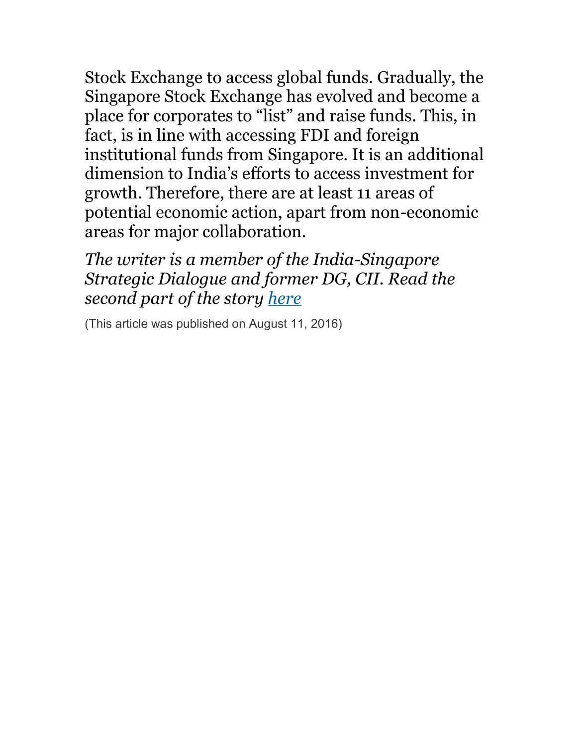Stock Exchange to access global funds. Gradually, the Singapore Stock Exchange has evolved and become a place for corporates to "list" and raise funds. This, in fact, is in line with accessing FDI and foreign institutional funds from Singapore. It is an additional dimension to India's efforts to access investment for growth. Therefore, there are at least 11 areas of potential economic action, apart from non-economic areas for major collaboration.

*The writer is a member of the India-Singapore Strategic Dialogue and former DG, CII. Read the second part of the story [here]*

(This article was published on August 11, 2016)